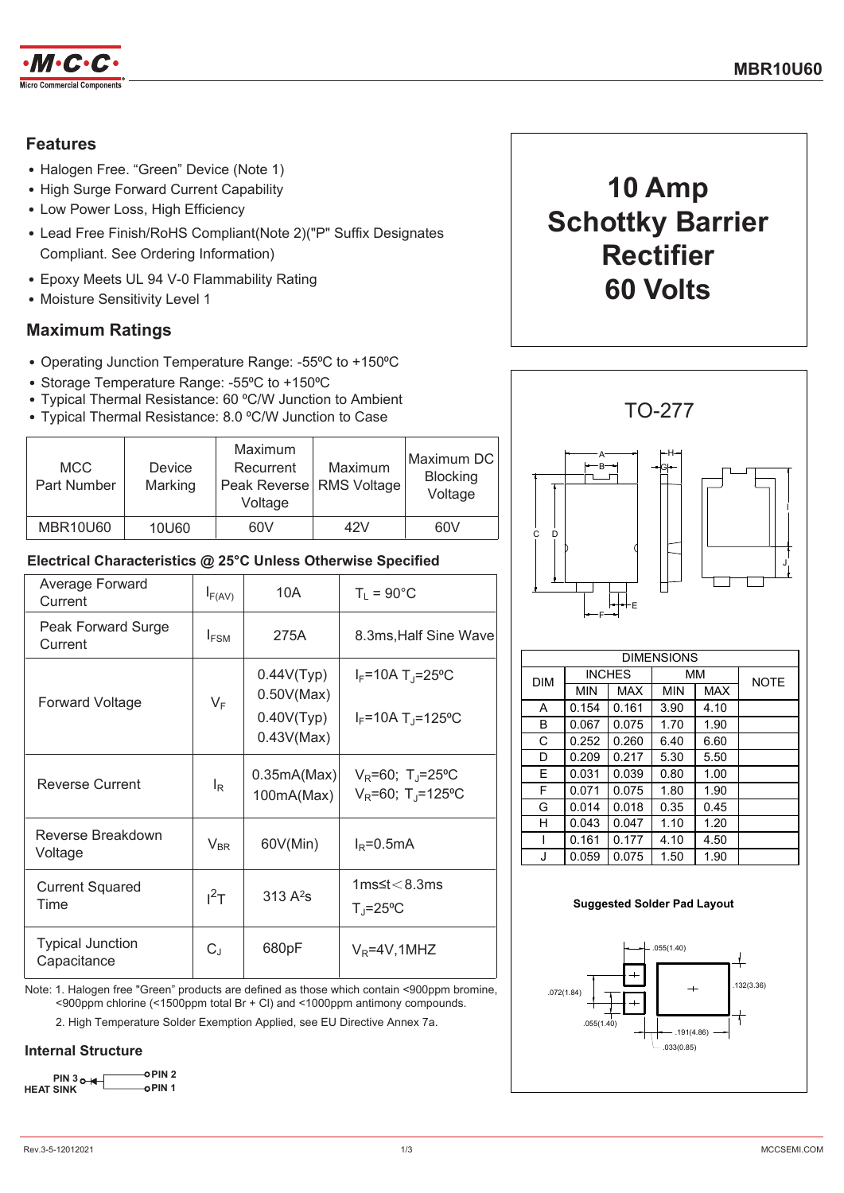MCC Micro Commercial Components

# MBR10U60

## 10 Amp Schottky Barrier Rectifier 60 Volts

### Features

- Halogen Free. "Green" Device (Note 1)
- High Surge Forward Current Capability
- Low Power Loss, High Efficiency
- Lead Free Finish/RoHS Compliant(Note 2)("P" Suffix Designates Compliant. See Ordering Information)
- Epoxy Meets UL 94 V-0 Flammability Rating
- Moisture Sensitivity Level 1

### Maximum Ratings

- Operating Junction Temperature Range: -55ºC to +150ºC
- Storage Temperature Range: -55ºC to +150ºC
- Typical Thermal Resistance: 60 ºC/W Junction to Ambient
- Typical Thermal Resistance: 8.0 ºC/W Junction to Case

| MCC Part Number | Device Marking | Maximum Recurrent Peak Reverse Voltage | Maximum RMS Voltage | Maximum DC Blocking Voltage |
|---|---|---|---|---|
| MBR10U60 | 10U60 | 60V | 42V | 60V |

### Electrical Characteristics @ 25°C Unless Otherwise Specified

| | | | |
|---|---|---|---|
| Average Forward Current | $I_{F(AV)}$ | 10A | $T_L$ = 90°C |
| Peak Forward Surge Current | $I_{FSM}$ | 275A | 8.3ms,Half Sine Wave |
| Forward Voltage | $V_F$ | 0.44V(Typ)<br>0.50V(Max)<br>0.40V(Typ)<br>0.43V(Max) | $I_F$=10A $T_J$=25ºC<br><br>$I_F$=10A $T_J$=125ºC |
| Reverse Current | $I_R$ | 0.35mA(Max)<br>100mA(Max) | $V_R$=60; $T_J$=25ºC<br>$V_R$=60; $T_J$=125ºC |
| Reverse Breakdown Voltage | $V_{BR}$ | 60V(Min) | $I_R$=0.5mA |
| Current Squared Time | $I^2T$ | 313 $A^2s$ | 1ms≤t<8.3ms<br>$T_J$=25ºC |
| Typical Junction Capacitance | $C_J$ | 680pF | $V_R$=4V,1MHZ |

Note: 1. Halogen free "Green" products are defined as those which contain <900ppm bromine, <900ppm chlorine (<1500ppm total Br + Cl) and <1000ppm antimony compounds.

2. High Temperature Solder Exemption Applied, see EU Directive Annex 7a.

### Internal Structure

PIN 3 HEAT SINK, PIN 2, PIN 1

### TO-277

| DIM | INCHES | | MM | | NOTE |
|---|---|---|---|---|---|
| | MIN | MAX | MIN | MAX | |
| A | 0.154 | 0.161 | 3.90 | 4.10 | |
| B | 0.067 | 0.075 | 1.70 | 1.90 | |
| C | 0.252 | 0.260 | 6.40 | 6.60 | |
| D | 0.209 | 0.217 | 5.30 | 5.50 | |
| E | 0.031 | 0.039 | 0.80 | 1.00 | |
| F | 0.071 | 0.075 | 1.80 | 1.90 | |
| G | 0.014 | 0.018 | 0.35 | 0.45 | |
| H | 0.043 | 0.047 | 1.10 | 1.20 | |
| I | 0.161 | 0.177 | 4.10 | 4.50 | |
| J | 0.059 | 0.075 | 1.50 | 1.90 | |

### Suggested Solder Pad Layout

.055(1.40), .072(1.84), .055(1.40), .132(3.36), .191(4.86), .033(0.85)

Rev.3-5-12012021 MCCSEMI.COM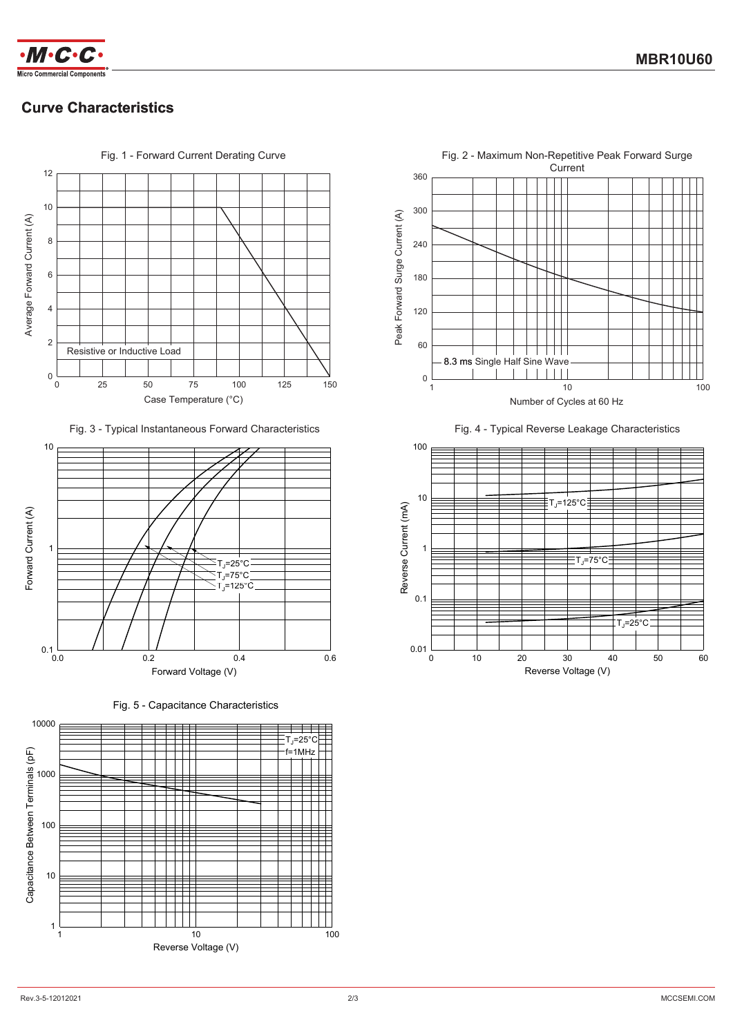## Curve Characteristics

Fig. 1 - Forward Current Derating Curve

Average Forward Current (A)

Case Temperature (°C)

Resistive or Inductive Load

Fig. 2 - Maximum Non-Repetitive Peak Forward Surge Current

Peak Forward Surge Current (A)

Number of Cycles at 60 Hz

8.3 ms Single Half Sine Wave

Fig. 3 - Typical Instantaneous Forward Characteristics

Forward Current (A)

Forward Voltage (V)

$T_J$=25°C
$T_J$=75°C
$T_J$=125°C

Fig. 4 - Typical Reverse Leakage Characteristics

Reverse Current (mA)

Reverse Voltage (V)

$T_J$=125°C
$T_J$=75°C
$T_J$=25°C

Fig. 5 - Capacitance Characteristics

Capacitance Between Terminals (pF)

Reverse Voltage (V)

$T_J$=25°C
f=1MHz

Rev.3-5-12012021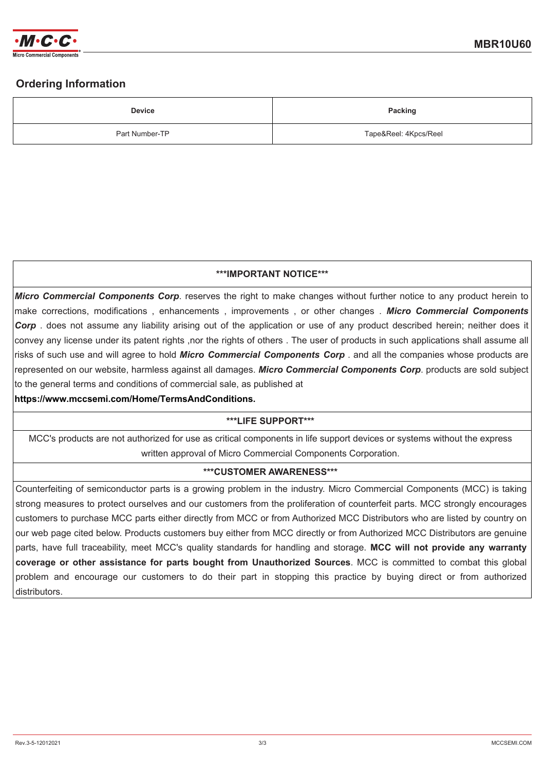## Ordering Information

| Device | Packing |
|---|---|
| Part Number-TP | Tape&Reel: 4Kpcs/Reel |

**\*\*\*IMPORTANT NOTICE\*\*\***

***Micro Commercial Components Corp***. reserves the right to make changes without further notice to any product herein to make corrections, modifications , enhancements , improvements , or other changes . ***Micro Commercial Components Corp*** . does not assume any liability arising out of the application or use of any product described herein; neither does it convey any license under its patent rights ,nor the rights of others . The user of products in such applications shall assume all risks of such use and will agree to hold ***Micro Commercial Components Corp*** . and all the companies whose products are represented on our website, harmless against all damages. ***Micro Commercial Components Corp***. products are sold subject to the general terms and conditions of commercial sale, as published at
**https://www.mccsemi.com/Home/TermsAndConditions.**

**\*\*\*LIFE SUPPORT\*\*\***

MCC's products are not authorized for use as critical components in life support devices or systems without the express written approval of Micro Commercial Components Corporation.

**\*\*\*CUSTOMER AWARENESS\*\*\***

Counterfeiting of semiconductor parts is a growing problem in the industry. Micro Commercial Components (MCC) is taking strong measures to protect ourselves and our customers from the proliferation of counterfeit parts. MCC strongly encourages customers to purchase MCC parts either directly from MCC or from Authorized MCC Distributors who are listed by country on our web page cited below. Products customers buy either from MCC directly or from Authorized MCC Distributors are genuine parts, have full traceability, meet MCC's quality standards for handling and storage. **MCC will not provide any warranty coverage or other assistance for parts bought from Unauthorized Sources**. MCC is committed to combat this global problem and encourage our customers to do their part in stopping this practice by buying direct or from authorized distributors.

Rev.3-5-12012021